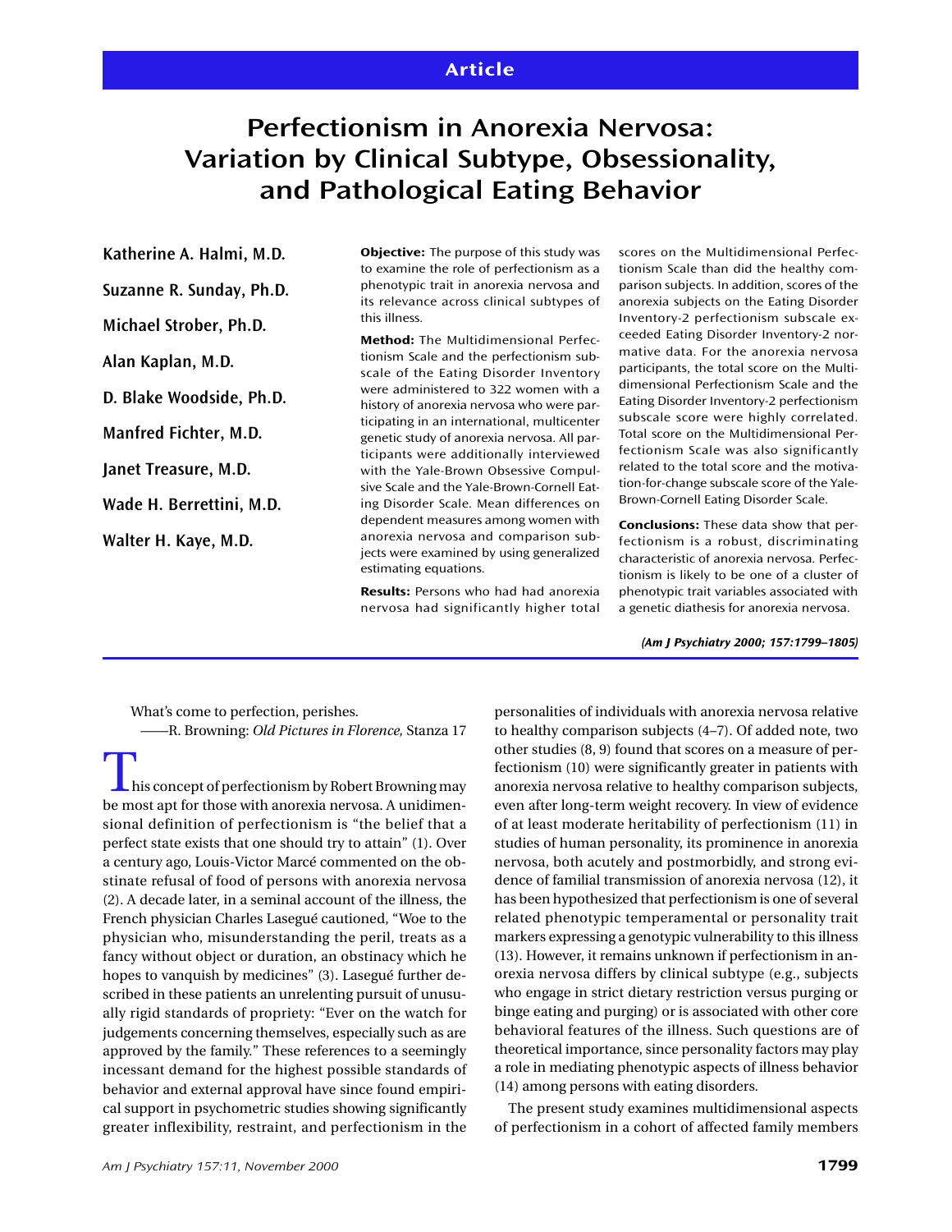Article

# Perfectionism in Anorexia Nervosa: Variation by Clinical Subtype, Obsessionality, and Pathological Eating Behavior

**Katherine A. Halmi, M.D.**

**Suzanne R. Sunday, Ph.D.**

**Michael Strober, Ph.D.**

**Alan Kaplan, M.D.**

**D. Blake Woodside, Ph.D.**

**Manfred Fichter, M.D.**

**Janet Treasure, M.D.**

**Wade H. Berrettini, M.D.**

**Walter H. Kaye, M.D.**

**Objective:** The purpose of this study was to examine the role of perfectionism as a phenotypic trait in anorexia nervosa and its relevance across clinical subtypes of this illness.

**Method:** The Multidimensional Perfectionism Scale and the perfectionism subscale of the Eating Disorder Inventory were administered to 322 women with a history of anorexia nervosa who were participating in an international, multicenter genetic study of anorexia nervosa. All participants were additionally interviewed with the Yale-Brown Obsessive Compulsive Scale and the Yale-Brown-Cornell Eating Disorder Scale. Mean differences on dependent measures among women with anorexia nervosa and comparison subjects were examined by using generalized estimating equations.

**Results:** Persons who had had anorexia nervosa had significantly higher total scores on the Multidimensional Perfectionism Scale than did the healthy comparison subjects. In addition, scores of the anorexia subjects on the Eating Disorder Inventory-2 perfectionism subscale exceeded Eating Disorder Inventory-2 normative data. For the anorexia nervosa participants, the total score on the Multidimensional Perfectionism Scale and the Eating Disorder Inventory-2 perfectionism subscale score were highly correlated. Total score on the Multidimensional Perfectionism Scale was also significantly related to the total score and the motivation-for-change subscale score of the Yale-Brown-Cornell Eating Disorder Scale.

**Conclusions:** These data show that perfectionism is a robust, discriminating characteristic of anorexia nervosa. Perfectionism is likely to be one of a cluster of phenotypic trait variables associated with a genetic diathesis for anorexia nervosa.

*(Am J Psychiatry 2000; 157:1799–1805)*

What's come to perfection, perishes.
——R. Browning: *Old Pictures in Florence,* Stanza 17

This concept of perfectionism by Robert Browning may be most apt for those with anorexia nervosa. A unidimensional definition of perfectionism is "the belief that a perfect state exists that one should try to attain" (1). Over a century ago, Louis-Victor Marcé commented on the obstinate refusal of food of persons with anorexia nervosa (2). A decade later, in a seminal account of the illness, the French physician Charles Lasegué cautioned, "Woe to the physician who, misunderstanding the peril, treats as a fancy without object or duration, an obstinacy which he hopes to vanquish by medicines" (3). Lasegué further described in these patients an unrelenting pursuit of unusually rigid standards of propriety: "Ever on the watch for judgements concerning themselves, especially such as are approved by the family." These references to a seemingly incessant demand for the highest possible standards of behavior and external approval have since found empirical support in psychometric studies showing significantly greater inflexibility, restraint, and perfectionism in the personalities of individuals with anorexia nervosa relative to healthy comparison subjects (4–7). Of added note, two other studies (8, 9) found that scores on a measure of perfectionism (10) were significantly greater in patients with anorexia nervosa relative to healthy comparison subjects, even after long-term weight recovery. In view of evidence of at least moderate heritability of perfectionism (11) in studies of human personality, its prominence in anorexia nervosa, both acutely and postmorbidly, and strong evidence of familial transmission of anorexia nervosa (12), it has been hypothesized that perfectionism is one of several related phenotypic temperamental or personality trait markers expressing a genotypic vulnerability to this illness (13). However, it remains unknown if perfectionism in anorexia nervosa differs by clinical subtype (e.g., subjects who engage in strict dietary restriction versus purging or binge eating and purging) or is associated with other core behavioral features of the illness. Such questions are of theoretical importance, since personality factors may play a role in mediating phenotypic aspects of illness behavior (14) among persons with eating disorders.

The present study examines multidimensional aspects of perfectionism in a cohort of affected family members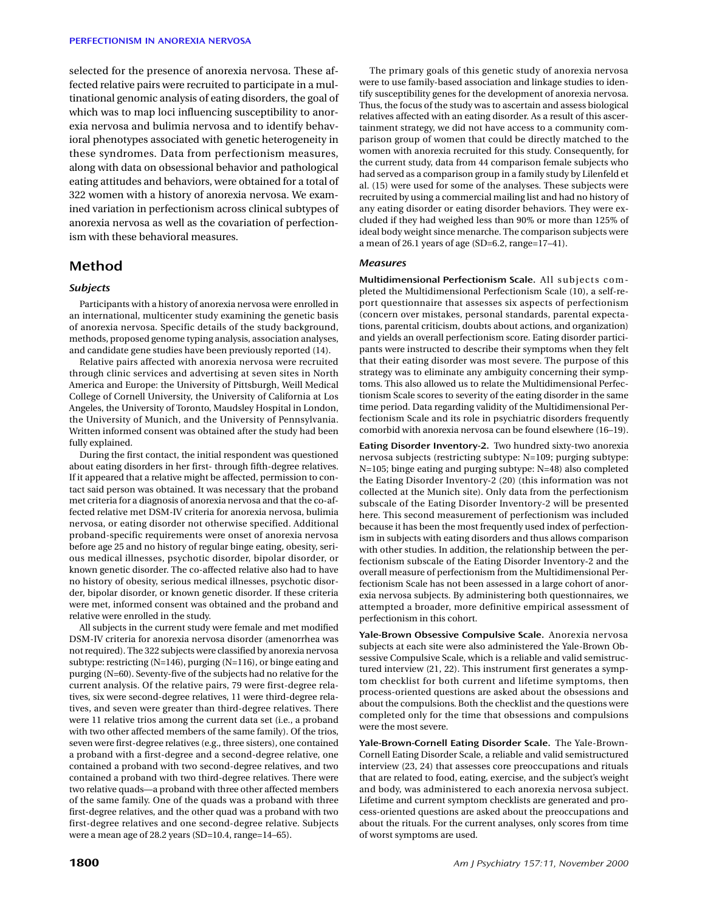selected for the presence of anorexia nervosa. These affected relative pairs were recruited to participate in a multinational genomic analysis of eating disorders, the goal of which was to map loci influencing susceptibility to anorexia nervosa and bulimia nervosa and to identify behavioral phenotypes associated with genetic heterogeneity in these syndromes. Data from perfectionism measures, along with data on obsessional behavior and pathological eating attitudes and behaviors, were obtained for a total of 322 women with a history of anorexia nervosa. We examined variation in perfectionism across clinical subtypes of anorexia nervosa as well as the covariation of perfectionism with these behavioral measures.

## Method

### Subjects

Participants with a history of anorexia nervosa were enrolled in an international, multicenter study examining the genetic basis of anorexia nervosa. Specific details of the study background, methods, proposed genome typing analysis, association analyses, and candidate gene studies have been previously reported (14).

Relative pairs affected with anorexia nervosa were recruited through clinic services and advertising at seven sites in North America and Europe: the University of Pittsburgh, Weill Medical College of Cornell University, the University of California at Los Angeles, the University of Toronto, Maudsley Hospital in London, the University of Munich, and the University of Pennsylvania. Written informed consent was obtained after the study had been fully explained.

During the first contact, the initial respondent was questioned about eating disorders in her first- through fifth-degree relatives. If it appeared that a relative might be affected, permission to contact said person was obtained. It was necessary that the proband met criteria for a diagnosis of anorexia nervosa and that the co-affected relative met DSM-IV criteria for anorexia nervosa, bulimia nervosa, or eating disorder not otherwise specified. Additional proband-specific requirements were onset of anorexia nervosa before age 25 and no history of regular binge eating, obesity, serious medical illnesses, psychotic disorder, bipolar disorder, or known genetic disorder. The co-affected relative also had to have no history of obesity, serious medical illnesses, psychotic disorder, bipolar disorder, or known genetic disorder. If these criteria were met, informed consent was obtained and the proband and relative were enrolled in the study.

All subjects in the current study were female and met modified DSM-IV criteria for anorexia nervosa disorder (amenorrhea was not required). The 322 subjects were classified by anorexia nervosa subtype: restricting (N=146), purging (N=116), or binge eating and purging (N=60). Seventy-five of the subjects had no relative for the current analysis. Of the relative pairs, 79 were first-degree relatives, six were second-degree relatives, 11 were third-degree relatives, and seven were greater than third-degree relatives. There were 11 relative trios among the current data set (i.e., a proband with two other affected members of the same family). Of the trios, seven were first-degree relatives (e.g., three sisters), one contained a proband with a first-degree and a second-degree relative, one contained a proband with two second-degree relatives, and two contained a proband with two third-degree relatives. There were two relative quads—a proband with three other affected members of the same family. One of the quads was a proband with three first-degree relatives, and the other quad was a proband with two first-degree relatives and one second-degree relative. Subjects were a mean age of 28.2 years (SD=10.4, range=14–65).

The primary goals of this genetic study of anorexia nervosa were to use family-based association and linkage studies to identify susceptibility genes for the development of anorexia nervosa. Thus, the focus of the study was to ascertain and assess biological relatives affected with an eating disorder. As a result of this ascertainment strategy, we did not have access to a community comparison group of women that could be directly matched to the women with anorexia recruited for this study. Consequently, for the current study, data from 44 comparison female subjects who had served as a comparison group in a family study by Lilenfeld et al. (15) were used for some of the analyses. These subjects were recruited by using a commercial mailing list and had no history of any eating disorder or eating disorder behaviors. They were excluded if they had weighed less than 90% or more than 125% of ideal body weight since menarche. The comparison subjects were a mean of 26.1 years of age (SD=6.2, range=17–41).

### Measures

**Multidimensional Perfectionism Scale.** All subjects completed the Multidimensional Perfectionism Scale (10), a self-report questionnaire that assesses six aspects of perfectionism (concern over mistakes, personal standards, parental expectations, parental criticism, doubts about actions, and organization) and yields an overall perfectionism score. Eating disorder participants were instructed to describe their symptoms when they felt that their eating disorder was most severe. The purpose of this strategy was to eliminate any ambiguity concerning their symptoms. This also allowed us to relate the Multidimensional Perfectionism Scale scores to severity of the eating disorder in the same time period. Data regarding validity of the Multidimensional Perfectionism Scale and its role in psychiatric disorders frequently comorbid with anorexia nervosa can be found elsewhere (16–19).

**Eating Disorder Inventory-2.** Two hundred sixty-two anorexia nervosa subjects (restricting subtype: N=109; purging subtype: N=105; binge eating and purging subtype: N=48) also completed the Eating Disorder Inventory-2 (20) (this information was not collected at the Munich site). Only data from the perfectionism subscale of the Eating Disorder Inventory-2 will be presented here. This second measurement of perfectionism was included because it has been the most frequently used index of perfectionism in subjects with eating disorders and thus allows comparison with other studies. In addition, the relationship between the perfectionism subscale of the Eating Disorder Inventory-2 and the overall measure of perfectionism from the Multidimensional Perfectionism Scale has not been assessed in a large cohort of anorexia nervosa subjects. By administering both questionnaires, we attempted a broader, more definitive empirical assessment of perfectionism in this cohort.

**Yale-Brown Obsessive Compulsive Scale.** Anorexia nervosa subjects at each site were also administered the Yale-Brown Obsessive Compulsive Scale, which is a reliable and valid semistructured interview (21, 22). This instrument first generates a symptom checklist for both current and lifetime symptoms, then process-oriented questions are asked about the obsessions and about the compulsions. Both the checklist and the questions were completed only for the time that obsessions and compulsions were the most severe.

**Yale-Brown-Cornell Eating Disorder Scale.** The Yale-Brown-Cornell Eating Disorder Scale, a reliable and valid semistructured interview (23, 24) that assesses core preoccupations and rituals that are related to food, eating, exercise, and the subject's weight and body, was administered to each anorexia nervosa subject. Lifetime and current symptom checklists are generated and process-oriented questions are asked about the preoccupations and about the rituals. For the current analyses, only scores from time of worst symptoms are used.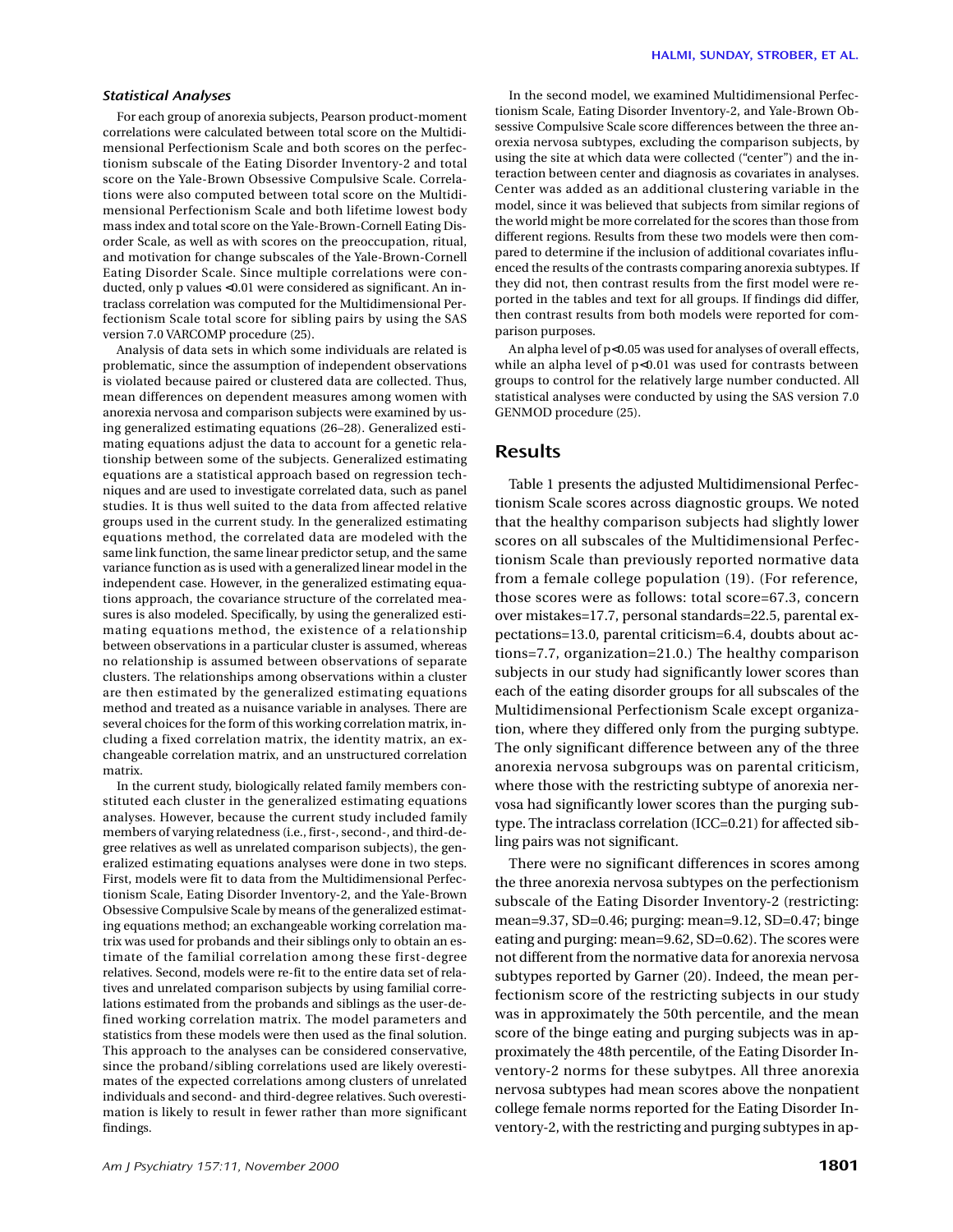### *Statistical Analyses*

For each group of anorexia subjects, Pearson product-moment correlations were calculated between total score on the Multidimensional Perfectionism Scale and both scores on the perfectionism subscale of the Eating Disorder Inventory-2 and total score on the Yale-Brown Obsessive Compulsive Scale. Correlations were also computed between total score on the Multidimensional Perfectionism Scale and both lifetime lowest body mass index and total score on the Yale-Brown-Cornell Eating Disorder Scale, as well as with scores on the preoccupation, ritual, and motivation for change subscales of the Yale-Brown-Cornell Eating Disorder Scale. Since multiple correlations were conducted, only p values <0.01 were considered as significant. An intraclass correlation was computed for the Multidimensional Perfectionism Scale total score for sibling pairs by using the SAS version 7.0 VARCOMP procedure (25).

Analysis of data sets in which some individuals are related is problematic, since the assumption of independent observations is violated because paired or clustered data are collected. Thus, mean differences on dependent measures among women with anorexia nervosa and comparison subjects were examined by using generalized estimating equations (26–28). Generalized estimating equations adjust the data to account for a genetic relationship between some of the subjects. Generalized estimating equations are a statistical approach based on regression techniques and are used to investigate correlated data, such as panel studies. It is thus well suited to the data from affected relative groups used in the current study. In the generalized estimating equations method, the correlated data are modeled with the same link function, the same linear predictor setup, and the same variance function as is used with a generalized linear model in the independent case. However, in the generalized estimating equations approach, the covariance structure of the correlated measures is also modeled. Specifically, by using the generalized estimating equations method, the existence of a relationship between observations in a particular cluster is assumed, whereas no relationship is assumed between observations of separate clusters. The relationships among observations within a cluster are then estimated by the generalized estimating equations method and treated as a nuisance variable in analyses. There are several choices for the form of this working correlation matrix, including a fixed correlation matrix, the identity matrix, an exchangeable correlation matrix, and an unstructured correlation matrix.

In the current study, biologically related family members constituted each cluster in the generalized estimating equations analyses. However, because the current study included family members of varying relatedness (i.e., first-, second-, and third-degree relatives as well as unrelated comparison subjects), the generalized estimating equations analyses were done in two steps. First, models were fit to data from the Multidimensional Perfectionism Scale, Eating Disorder Inventory-2, and the Yale-Brown Obsessive Compulsive Scale by means of the generalized estimating equations method; an exchangeable working correlation matrix was used for probands and their siblings only to obtain an estimate of the familial correlation among these first-degree relatives. Second, models were re-fit to the entire data set of relatives and unrelated comparison subjects by using familial correlations estimated from the probands and siblings as the user-defined working correlation matrix. The model parameters and statistics from these models were then used as the final solution. This approach to the analyses can be considered conservative, since the proband/sibling correlations used are likely overestimates of the expected correlations among clusters of unrelated individuals and second- and third-degree relatives. Such overestimation is likely to result in fewer rather than more significant findings.

In the second model, we examined Multidimensional Perfectionism Scale, Eating Disorder Inventory-2, and Yale-Brown Obsessive Compulsive Scale score differences between the three anorexia nervosa subtypes, excluding the comparison subjects, by using the site at which data were collected ("center") and the interaction between center and diagnosis as covariates in analyses. Center was added as an additional clustering variable in the model, since it was believed that subjects from similar regions of the world might be more correlated for the scores than those from different regions. Results from these two models were then compared to determine if the inclusion of additional covariates influenced the results of the contrasts comparing anorexia subtypes. If they did not, then contrast results from the first model were reported in the tables and text for all groups. If findings did differ, then contrast results from both models were reported for comparison purposes.

An alpha level of p<0.05 was used for analyses of overall effects, while an alpha level of p<0.01 was used for contrasts between groups to control for the relatively large number conducted. All statistical analyses were conducted by using the SAS version 7.0 GENMOD procedure (25).

## Results

Table 1 presents the adjusted Multidimensional Perfectionism Scale scores across diagnostic groups. We noted that the healthy comparison subjects had slightly lower scores on all subscales of the Multidimensional Perfectionism Scale than previously reported normative data from a female college population (19). (For reference, those scores were as follows: total score=67.3, concern over mistakes=17.7, personal standards=22.5, parental expectations=13.0, parental criticism=6.4, doubts about actions=7.7, organization=21.0.) The healthy comparison subjects in our study had significantly lower scores than each of the eating disorder groups for all subscales of the Multidimensional Perfectionism Scale except organization, where they differed only from the purging subtype. The only significant difference between any of the three anorexia nervosa subgroups was on parental criticism, where those with the restricting subtype of anorexia nervosa had significantly lower scores than the purging subtype. The intraclass correlation (ICC=0.21) for affected sibling pairs was not significant.

There were no significant differences in scores among the three anorexia nervosa subtypes on the perfectionism subscale of the Eating Disorder Inventory-2 (restricting: mean=9.37, SD=0.46; purging: mean=9.12, SD=0.47; binge eating and purging: mean=9.62, SD=0.62). The scores were not different from the normative data for anorexia nervosa subtypes reported by Garner (20). Indeed, the mean perfectionism score of the restricting subjects in our study was in approximately the 50th percentile, and the mean score of the binge eating and purging subjects was in approximately the 48th percentile, of the Eating Disorder Inventory-2 norms for these subytpes. All three anorexia nervosa subtypes had mean scores above the nonpatient college female norms reported for the Eating Disorder Inventory-2, with the restricting and purging subtypes in ap-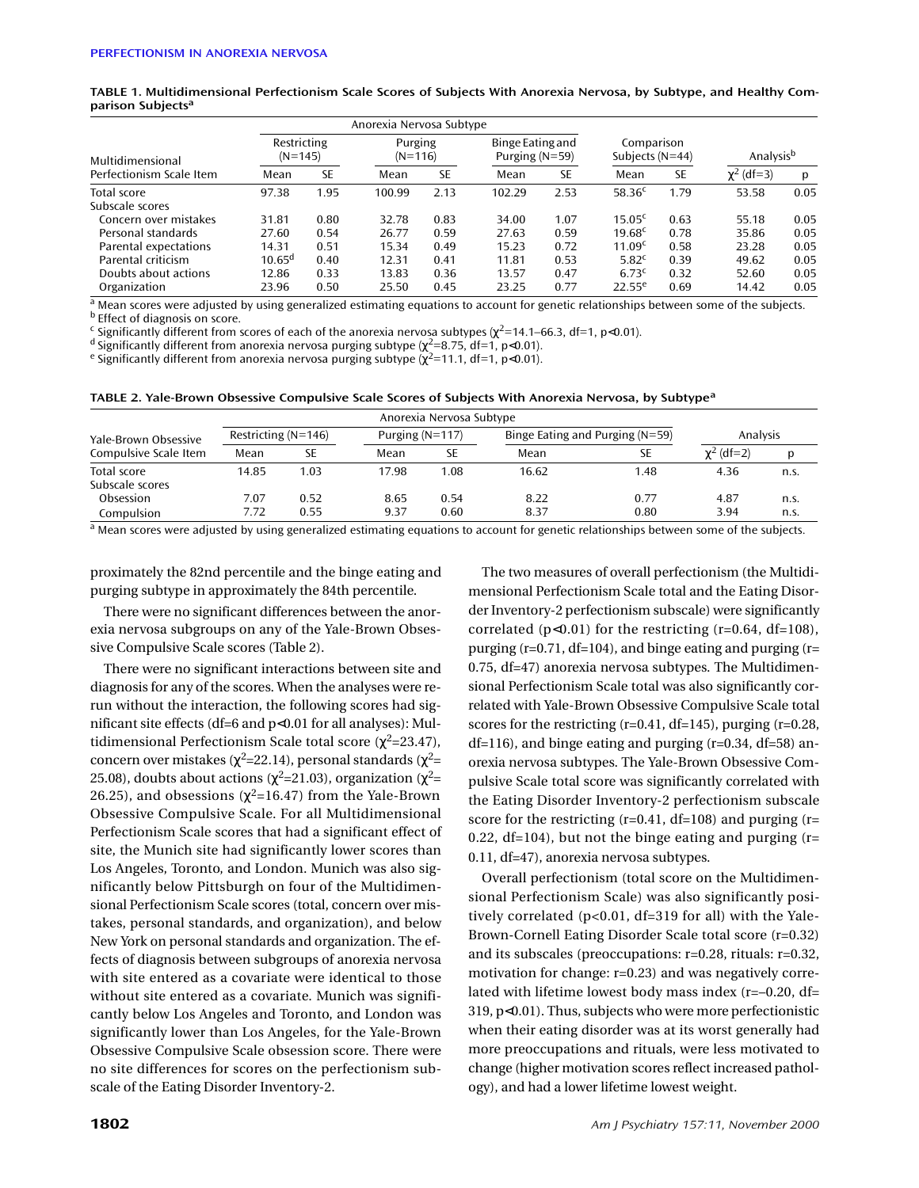**TABLE 1. Multidimensional Perfectionism Scale Scores of Subjects With Anorexia Nervosa, by Subtype, and Healthy Comparison Subjects[a]**

| Multidimensional Perfectionism Scale Item | Anorexia Nervosa Subtype: Restricting (N=145) Mean | SE | Purging (N=116) Mean | SE | Binge Eating and Purging (N=59) Mean | SE | Comparison Subjects (N=44) Mean | SE | Analysis[b] $\chi^2$ (df=3) | p |
|---|---|---|---|---|---|---|---|---|---|---|
| Total score | 97.38 | 1.95 | 100.99 | 2.13 | 102.29 | 2.53 | 58.36[c] | 1.79 | 53.58 | 0.05 |
| Subscale scores | | | | | | | | | | |
| Concern over mistakes | 31.81 | 0.80 | 32.78 | 0.83 | 34.00 | 1.07 | 15.05[c] | 0.63 | 55.18 | 0.05 |
| Personal standards | 27.60 | 0.54 | 26.77 | 0.59 | 27.63 | 0.59 | 19.68[c] | 0.78 | 35.86 | 0.05 |
| Parental expectations | 14.31 | 0.51 | 15.34 | 0.49 | 15.23 | 0.72 | 11.09[c] | 0.58 | 23.28 | 0.05 |
| Parental criticism | 10.65[d] | 0.40 | 12.31 | 0.41 | 11.81 | 0.53 | 5.82[c] | 0.39 | 49.62 | 0.05 |
| Doubts about actions | 12.86 | 0.33 | 13.83 | 0.36 | 13.57 | 0.47 | 6.73[c] | 0.32 | 52.60 | 0.05 |
| Organization | 23.96 | 0.50 | 25.50 | 0.45 | 23.25 | 0.77 | 22.55[e] | 0.69 | 14.42 | 0.05 |

[a] Mean scores were adjusted by using generalized estimating equations to account for genetic relationships between some of the subjects.
[b] Effect of diagnosis on score.
[c] Significantly different from scores of each of the anorexia nervosa subtypes ($\chi^2$=14.1–66.3, df=1, p<0.01).
[d] Significantly different from anorexia nervosa purging subtype ($\chi^2$=8.75, df=1, p<0.01).
[e] Significantly different from anorexia nervosa purging subtype ($\chi^2$=11.1, df=1, p<0.01).

**TABLE 2. Yale-Brown Obsessive Compulsive Scale Scores of Subjects With Anorexia Nervosa, by Subtype[a]**

| Yale-Brown Obsessive Compulsive Scale Item | Anorexia Nervosa Subtype: Restricting (N=146) Mean | SE | Purging (N=117) Mean | SE | Binge Eating and Purging (N=59) Mean | SE | Analysis $\chi^2$ (df=2) | p |
|---|---|---|---|---|---|---|---|---|
| Total score | 14.85 | 1.03 | 17.98 | 1.08 | 16.62 | 1.48 | 4.36 | n.s. |
| Subscale scores | | | | | | | | |
| Obsession | 7.07 | 0.52 | 8.65 | 0.54 | 8.22 | 0.77 | 4.87 | n.s. |
| Compulsion | 7.72 | 0.55 | 9.37 | 0.60 | 8.37 | 0.80 | 3.94 | n.s. |

[a] Mean scores were adjusted by using generalized estimating equations to account for genetic relationships between some of the subjects.

proximately the 82nd percentile and the binge eating and purging subtype in approximately the 84th percentile.

There were no significant differences between the anorexia nervosa subgroups on any of the Yale-Brown Obsessive Compulsive Scale scores (Table 2).

There were no significant interactions between site and diagnosis for any of the scores. When the analyses were rerun without the interaction, the following scores had significant site effects (df=6 and p<0.01 for all analyses): Multidimensional Perfectionism Scale total score ($\chi^2$=23.47), concern over mistakes ($\chi^2$=22.14), personal standards ($\chi^2$=25.08), doubts about actions ($\chi^2$=21.03), organization ($\chi^2$=26.25), and obsessions ($\chi^2$=16.47) from the Yale-Brown Obsessive Compulsive Scale. For all Multidimensional Perfectionism Scale scores that had a significant effect of site, the Munich site had significantly lower scores than Los Angeles, Toronto, and London. Munich was also significantly below Pittsburgh on four of the Multidimensional Perfectionism Scale scores (total, concern over mistakes, personal standards, and organization), and below New York on personal standards and organization. The effects of diagnosis between subgroups of anorexia nervosa with site entered as a covariate were identical to those without site entered as a covariate. Munich was significantly below Los Angeles and Toronto, and London was significantly lower than Los Angeles, for the Yale-Brown Obsessive Compulsive Scale obsession score. There were no site differences for scores on the perfectionism subscale of the Eating Disorder Inventory-2.

The two measures of overall perfectionism (the Multidimensional Perfectionism Scale total and the Eating Disorder Inventory-2 perfectionism subscale) were significantly correlated (p<0.01) for the restricting (r=0.64, df=108), purging (r=0.71, df=104), and binge eating and purging (r=0.75, df=47) anorexia nervosa subtypes. The Multidimensional Perfectionism Scale total was also significantly correlated with Yale-Brown Obsessive Compulsive Scale total scores for the restricting (r=0.41, df=145), purging (r=0.28, df=116), and binge eating and purging (r=0.34, df=58) anorexia nervosa subtypes. The Yale-Brown Obsessive Compulsive Scale total score was significantly correlated with the Eating Disorder Inventory-2 perfectionism subscale score for the restricting (r=0.41, df=108) and purging (r=0.22, df=104), but not the binge eating and purging (r=0.11, df=47), anorexia nervosa subtypes.

Overall perfectionism (total score on the Multidimensional Perfectionism Scale) was also significantly positively correlated (p<0.01, df=319 for all) with the Yale-Brown-Cornell Eating Disorder Scale total score (r=0.32) and its subscales (preoccupations: r=0.28, rituals: r=0.32, motivation for change: r=0.23) and was negatively correlated with lifetime lowest body mass index (r=–0.20, df=319, p<0.01). Thus, subjects who were more perfectionistic when their eating disorder was at its worst generally had more preoccupations and rituals, were less motivated to change (higher motivation scores reflect increased pathology), and had a lower lifetime lowest weight.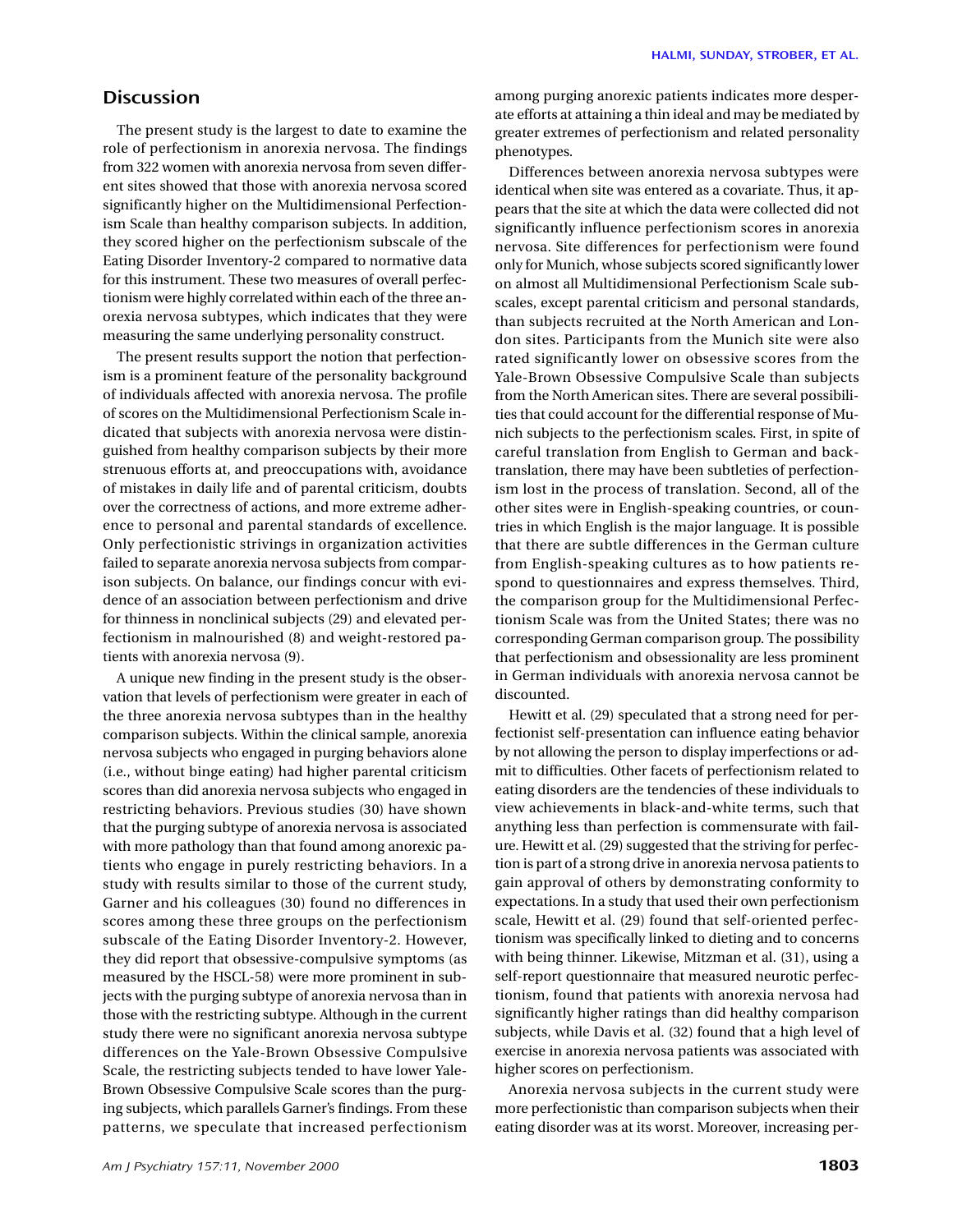## Discussion

The present study is the largest to date to examine the role of perfectionism in anorexia nervosa. The findings from 322 women with anorexia nervosa from seven different sites showed that those with anorexia nervosa scored significantly higher on the Multidimensional Perfectionism Scale than healthy comparison subjects. In addition, they scored higher on the perfectionism subscale of the Eating Disorder Inventory-2 compared to normative data for this instrument. These two measures of overall perfectionism were highly correlated within each of the three anorexia nervosa subtypes, which indicates that they were measuring the same underlying personality construct.

The present results support the notion that perfectionism is a prominent feature of the personality background of individuals affected with anorexia nervosa. The profile of scores on the Multidimensional Perfectionism Scale indicated that subjects with anorexia nervosa were distinguished from healthy comparison subjects by their more strenuous efforts at, and preoccupations with, avoidance of mistakes in daily life and of parental criticism, doubts over the correctness of actions, and more extreme adherence to personal and parental standards of excellence. Only perfectionistic strivings in organization activities failed to separate anorexia nervosa subjects from comparison subjects. On balance, our findings concur with evidence of an association between perfectionism and drive for thinness in nonclinical subjects (29) and elevated perfectionism in malnourished (8) and weight-restored patients with anorexia nervosa (9).

A unique new finding in the present study is the observation that levels of perfectionism were greater in each of the three anorexia nervosa subtypes than in the healthy comparison subjects. Within the clinical sample, anorexia nervosa subjects who engaged in purging behaviors alone (i.e., without binge eating) had higher parental criticism scores than did anorexia nervosa subjects who engaged in restricting behaviors. Previous studies (30) have shown that the purging subtype of anorexia nervosa is associated with more pathology than that found among anorexic patients who engage in purely restricting behaviors. In a study with results similar to those of the current study, Garner and his colleagues (30) found no differences in scores among these three groups on the perfectionism subscale of the Eating Disorder Inventory-2. However, they did report that obsessive-compulsive symptoms (as measured by the HSCL-58) were more prominent in subjects with the purging subtype of anorexia nervosa than in those with the restricting subtype. Although in the current study there were no significant anorexia nervosa subtype differences on the Yale-Brown Obsessive Compulsive Scale, the restricting subjects tended to have lower Yale-Brown Obsessive Compulsive Scale scores than the purging subjects, which parallels Garner's findings. From these patterns, we speculate that increased perfectionism among purging anorexic patients indicates more desperate efforts at attaining a thin ideal and may be mediated by greater extremes of perfectionism and related personality phenotypes.

Differences between anorexia nervosa subtypes were identical when site was entered as a covariate. Thus, it appears that the site at which the data were collected did not significantly influence perfectionism scores in anorexia nervosa. Site differences for perfectionism were found only for Munich, whose subjects scored significantly lower on almost all Multidimensional Perfectionism Scale subscales, except parental criticism and personal standards, than subjects recruited at the North American and London sites. Participants from the Munich site were also rated significantly lower on obsessive scores from the Yale-Brown Obsessive Compulsive Scale than subjects from the North American sites. There are several possibilities that could account for the differential response of Munich subjects to the perfectionism scales. First, in spite of careful translation from English to German and back-translation, there may have been subtleties of perfectionism lost in the process of translation. Second, all of the other sites were in English-speaking countries, or countries in which English is the major language. It is possible that there are subtle differences in the German culture from English-speaking cultures as to how patients respond to questionnaires and express themselves. Third, the comparison group for the Multidimensional Perfectionism Scale was from the United States; there was no corresponding German comparison group. The possibility that perfectionism and obsessionality are less prominent in German individuals with anorexia nervosa cannot be discounted.

Hewitt et al. (29) speculated that a strong need for perfectionist self-presentation can influence eating behavior by not allowing the person to display imperfections or admit to difficulties. Other facets of perfectionism related to eating disorders are the tendencies of these individuals to view achievements in black-and-white terms, such that anything less than perfection is commensurate with failure. Hewitt et al. (29) suggested that the striving for perfection is part of a strong drive in anorexia nervosa patients to gain approval of others by demonstrating conformity to expectations. In a study that used their own perfectionism scale, Hewitt et al. (29) found that self-oriented perfectionism was specifically linked to dieting and to concerns with being thinner. Likewise, Mitzman et al. (31), using a self-report questionnaire that measured neurotic perfectionism, found that patients with anorexia nervosa had significantly higher ratings than did healthy comparison subjects, while Davis et al. (32) found that a high level of exercise in anorexia nervosa patients was associated with higher scores on perfectionism.

Anorexia nervosa subjects in the current study were more perfectionistic than comparison subjects when their eating disorder was at its worst. Moreover, increasing per-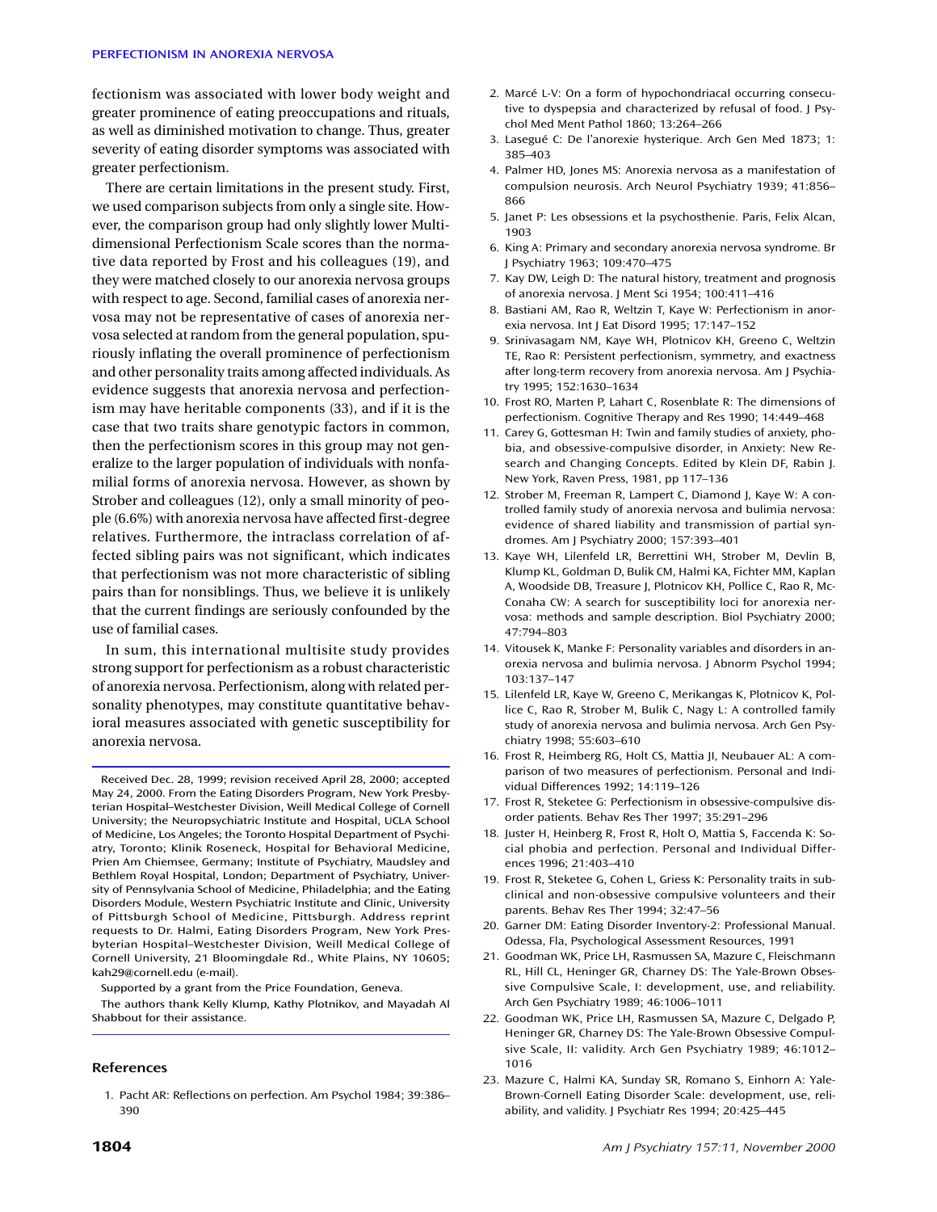fectionism was associated with lower body weight and greater prominence of eating preoccupations and rituals, as well as diminished motivation to change. Thus, greater severity of eating disorder symptoms was associated with greater perfectionism.

There are certain limitations in the present study. First, we used comparison subjects from only a single site. However, the comparison group had only slightly lower Multidimensional Perfectionism Scale scores than the normative data reported by Frost and his colleagues (19), and they were matched closely to our anorexia nervosa groups with respect to age. Second, familial cases of anorexia nervosa may not be representative of cases of anorexia nervosa selected at random from the general population, spuriously inflating the overall prominence of perfectionism and other personality traits among affected individuals. As evidence suggests that anorexia nervosa and perfectionism may have heritable components (33), and if it is the case that two traits share genotypic factors in common, then the perfectionism scores in this group may not generalize to the larger population of individuals with nonfamilial forms of anorexia nervosa. However, as shown by Strober and colleagues (12), only a small minority of people (6.6%) with anorexia nervosa have affected first-degree relatives. Furthermore, the intraclass correlation of affected sibling pairs was not significant, which indicates that perfectionism was not more characteristic of sibling pairs than for nonsiblings. Thus, we believe it is unlikely that the current findings are seriously confounded by the use of familial cases.

In sum, this international multisite study provides strong support for perfectionism as a robust characteristic of anorexia nervosa. Perfectionism, along with related personality phenotypes, may constitute quantitative behavioral measures associated with genetic susceptibility for anorexia nervosa.

---

Received Dec. 28, 1999; revision received April 28, 2000; accepted May 24, 2000. From the Eating Disorders Program, New York Presbyterian Hospital–Westchester Division, Weill Medical College of Cornell University; the Neuropsychiatric Institute and Hospital, UCLA School of Medicine, Los Angeles; the Toronto Hospital Department of Psychiatry, Toronto; Klinik Roseneck, Hospital for Behavioral Medicine, Prien Am Chiemsee, Germany; Institute of Psychiatry, Maudsley and Bethlem Royal Hospital, London; Department of Psychiatry, University of Pennsylvania School of Medicine, Philadelphia; and the Eating Disorders Module, Western Psychiatric Institute and Clinic, University of Pittsburgh School of Medicine, Pittsburgh. Address reprint requests to Dr. Halmi, Eating Disorders Program, New York Presbyterian Hospital–Westchester Division, Weill Medical College of Cornell University, 21 Bloomingdale Rd., White Plains, NY 10605; kah29@cornell.edu (e-mail).

Supported by a grant from the Price Foundation, Geneva.

The authors thank Kelly Klump, Kathy Plotnikov, and Mayadah Al Shabbout for their assistance.

---

## References

1. Pacht AR: Reflections on perfection. Am Psychol 1984; 39:386–390
2. Marcé L-V: On a form of hypochondriacal occurring consecutive to dyspepsia and characterized by refusal of food. J Psychol Med Ment Pathol 1860; 13:264–266
3. Lasegué C: De l'anorexie hysterique. Arch Gen Med 1873; 1:385–403
4. Palmer HD, Jones MS: Anorexia nervosa as a manifestation of compulsion neurosis. Arch Neurol Psychiatry 1939; 41:856–866
5. Janet P: Les obsessions et la psychosthenie. Paris, Felix Alcan, 1903
6. King A: Primary and secondary anorexia nervosa syndrome. Br J Psychiatry 1963; 109:470–475
7. Kay DW, Leigh D: The natural history, treatment and prognosis of anorexia nervosa. J Ment Sci 1954; 100:411–416
8. Bastiani AM, Rao R, Weltzin T, Kaye W: Perfectionism in anorexia nervosa. Int J Eat Disord 1995; 17:147–152
9. Srinivasagam NM, Kaye WH, Plotnicov KH, Greeno C, Weltzin TE, Rao R: Persistent perfectionism, symmetry, and exactness after long-term recovery from anorexia nervosa. Am J Psychiatry 1995; 152:1630–1634
10. Frost RO, Marten P, Lahart C, Rosenblate R: The dimensions of perfectionism. Cognitive Therapy and Res 1990; 14:449–468
11. Carey G, Gottesman H: Twin and family studies of anxiety, phobia, and obsessive-compulsive disorder, in Anxiety: New Research and Changing Concepts. Edited by Klein DF, Rabin J. New York, Raven Press, 1981, pp 117–136
12. Strober M, Freeman R, Lampert C, Diamond J, Kaye W: A controlled family study of anorexia nervosa and bulimia nervosa: evidence of shared liability and transmission of partial syndromes. Am J Psychiatry 2000; 157:393–401
13. Kaye WH, Lilenfeld LR, Berrettini WH, Strober M, Devlin B, Klump KL, Goldman D, Bulik CM, Halmi KA, Fichter MM, Kaplan A, Woodside DB, Treasure J, Plotnicov KH, Pollice C, Rao R, McConaha CW: A search for susceptibility loci for anorexia nervosa: methods and sample description. Biol Psychiatry 2000; 47:794–803
14. Vitousek K, Manke F: Personality variables and disorders in anorexia nervosa and bulimia nervosa. J Abnorm Psychol 1994; 103:137–147
15. Lilenfeld LR, Kaye W, Greeno C, Merikangas K, Plotnicov K, Pollice C, Rao R, Strober M, Bulik C, Nagy L: A controlled family study of anorexia nervosa and bulimia nervosa. Arch Gen Psychiatry 1998; 55:603–610
16. Frost R, Heimberg RG, Holt CS, Mattia JI, Neubauer AL: A comparison of two measures of perfectionism. Personal and Individual Differences 1992; 14:119–126
17. Frost R, Steketee G: Perfectionism in obsessive-compulsive disorder patients. Behav Res Ther 1997; 35:291–296
18. Juster H, Heinberg R, Frost R, Holt O, Mattia S, Faccenda K: Social phobia and perfection. Personal and Individual Differences 1996; 21:403–410
19. Frost R, Steketee G, Cohen L, Griess K: Personality traits in subclinical and non-obsessive compulsive volunteers and their parents. Behav Res Ther 1994; 32:47–56
20. Garner DM: Eating Disorder Inventory-2: Professional Manual. Odessa, Fla, Psychological Assessment Resources, 1991
21. Goodman WK, Price LH, Rasmussen SA, Mazure C, Fleischmann RL, Hill CL, Heninger GR, Charney DS: The Yale-Brown Obsessive Compulsive Scale, I: development, use, and reliability. Arch Gen Psychiatry 1989; 46:1006–1011
22. Goodman WK, Price LH, Rasmussen SA, Mazure C, Delgado P, Heninger GR, Charney DS: The Yale-Brown Obsessive Compulsive Scale, II: validity. Arch Gen Psychiatry 1989; 46:1012–1016
23. Mazure C, Halmi KA, Sunday SR, Romano S, Einhorn A: Yale-Brown-Cornell Eating Disorder Scale: development, use, reliability, and validity. J Psychiatr Res 1994; 20:425–445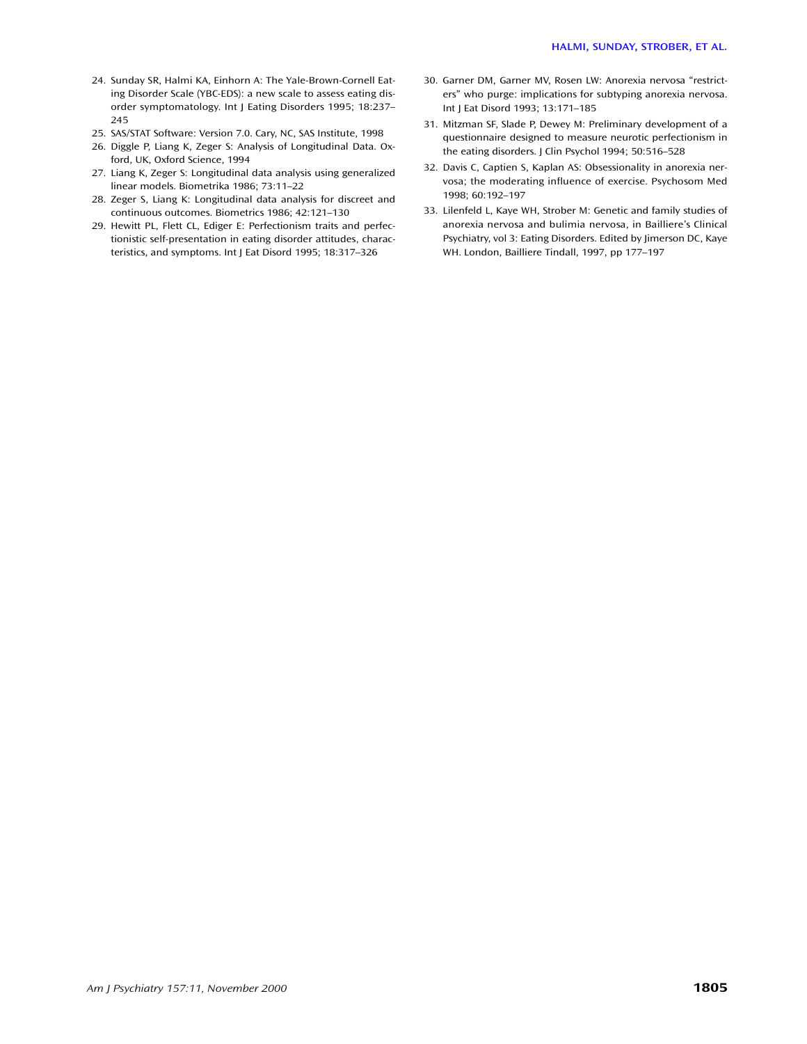24. Sunday SR, Halmi KA, Einhorn A: The Yale-Brown-Cornell Eating Disorder Scale (YBC-EDS): a new scale to assess eating disorder symptomatology. Int J Eating Disorders 1995; 18:237–245
25. SAS/STAT Software: Version 7.0. Cary, NC, SAS Institute, 1998
26. Diggle P, Liang K, Zeger S: Analysis of Longitudinal Data. Oxford, UK, Oxford Science, 1994
27. Liang K, Zeger S: Longitudinal data analysis using generalized linear models. Biometrika 1986; 73:11–22
28. Zeger S, Liang K: Longitudinal data analysis for discreet and continuous outcomes. Biometrics 1986; 42:121–130
29. Hewitt PL, Flett CL, Ediger E: Perfectionism traits and perfectionistic self-presentation in eating disorder attitudes, characteristics, and symptoms. Int J Eat Disord 1995; 18:317–326
30. Garner DM, Garner MV, Rosen LW: Anorexia nervosa "restricters" who purge: implications for subtyping anorexia nervosa. Int J Eat Disord 1993; 13:171–185
31. Mitzman SF, Slade P, Dewey M: Preliminary development of a questionnaire designed to measure neurotic perfectionism in the eating disorders. J Clin Psychol 1994; 50:516–528
32. Davis C, Captien S, Kaplan AS: Obsessionality in anorexia nervosa; the moderating influence of exercise. Psychosom Med 1998; 60:192–197
33. Lilenfeld L, Kaye WH, Strober M: Genetic and family studies of anorexia nervosa and bulimia nervosa, in Bailliere's Clinical Psychiatry, vol 3: Eating Disorders. Edited by Jimerson DC, Kaye WH. London, Bailliere Tindall, 1997, pp 177–197